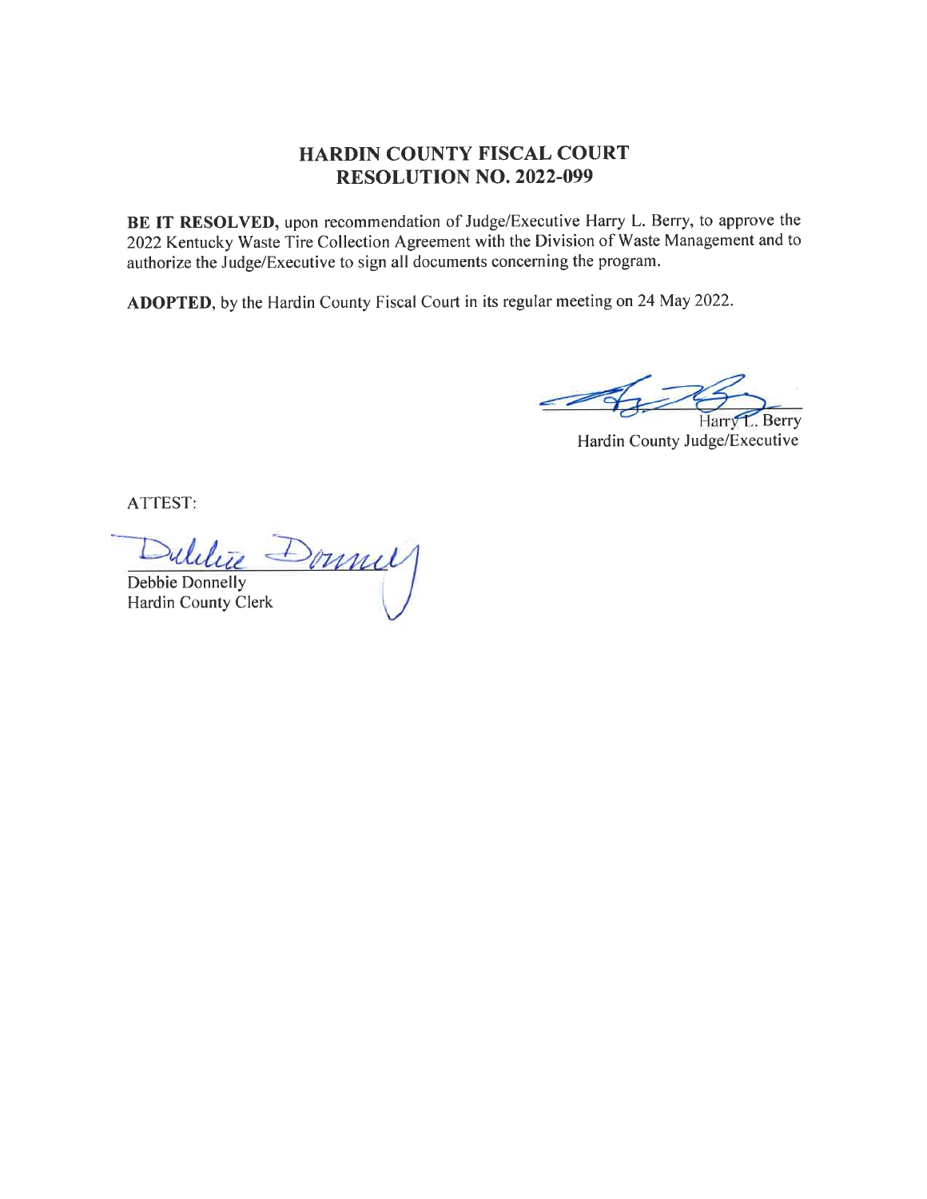# HARDIN COUNTY FISCAL COURT
## RESOLUTION NO. 2022-099

**BE IT RESOLVED,** upon recommendation of Judge/Executive Harry L. Berry, to approve the 2022 Kentucky Waste Tire Collection Agreement with the Division of Waste Management and to authorize the Judge/Executive to sign all documents concerning the program.

**ADOPTED,** by the Hardin County Fiscal Court in its regular meeting on 24 May 2022.

Harry L. Berry
Hardin County Judge/Executive

ATTEST:

Debbie Donnelly
Hardin County Clerk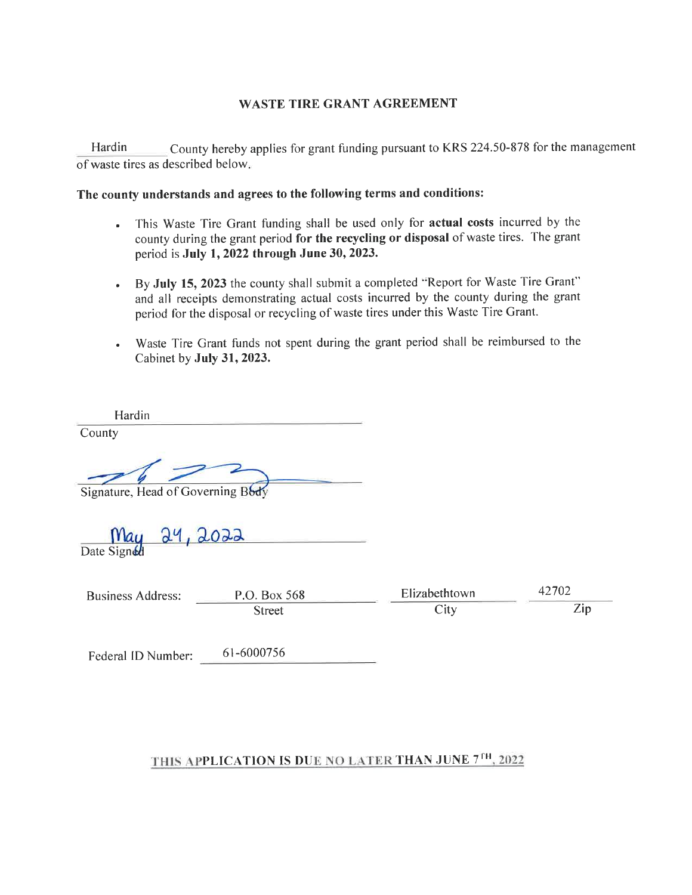# WASTE TIRE GRANT AGREEMENT

Hardin County hereby applies for grant funding pursuant to KRS 224.50-878 for the management of waste tires as described below.

**The county understands and agrees to the following terms and conditions:**

- This Waste Tire Grant funding shall be used only for **actual costs** incurred by the county during the grant period **for the recycling or disposal** of waste tires. The grant period is **July 1, 2022 through June 30, 2023.**
- By **July 15, 2023** the county shall submit a completed "Report for Waste Tire Grant" and all receipts demonstrating actual costs incurred by the county during the grant period for the disposal or recycling of waste tires under this Waste Tire Grant.
- Waste Tire Grant funds not spent during the grant period shall be reimbursed to the Cabinet by **July 31, 2023.**

Hardin
County

Signature, Head of Governing Body

May 24, 2022
Date Signed

Business Address: P.O. Box 568 (Street) Elizabethtown (City) 42702 (Zip)

Federal ID Number: 61-6000756

THIS APPLICATION IS DUE NO LATER THAN JUNE 7TH, 2022